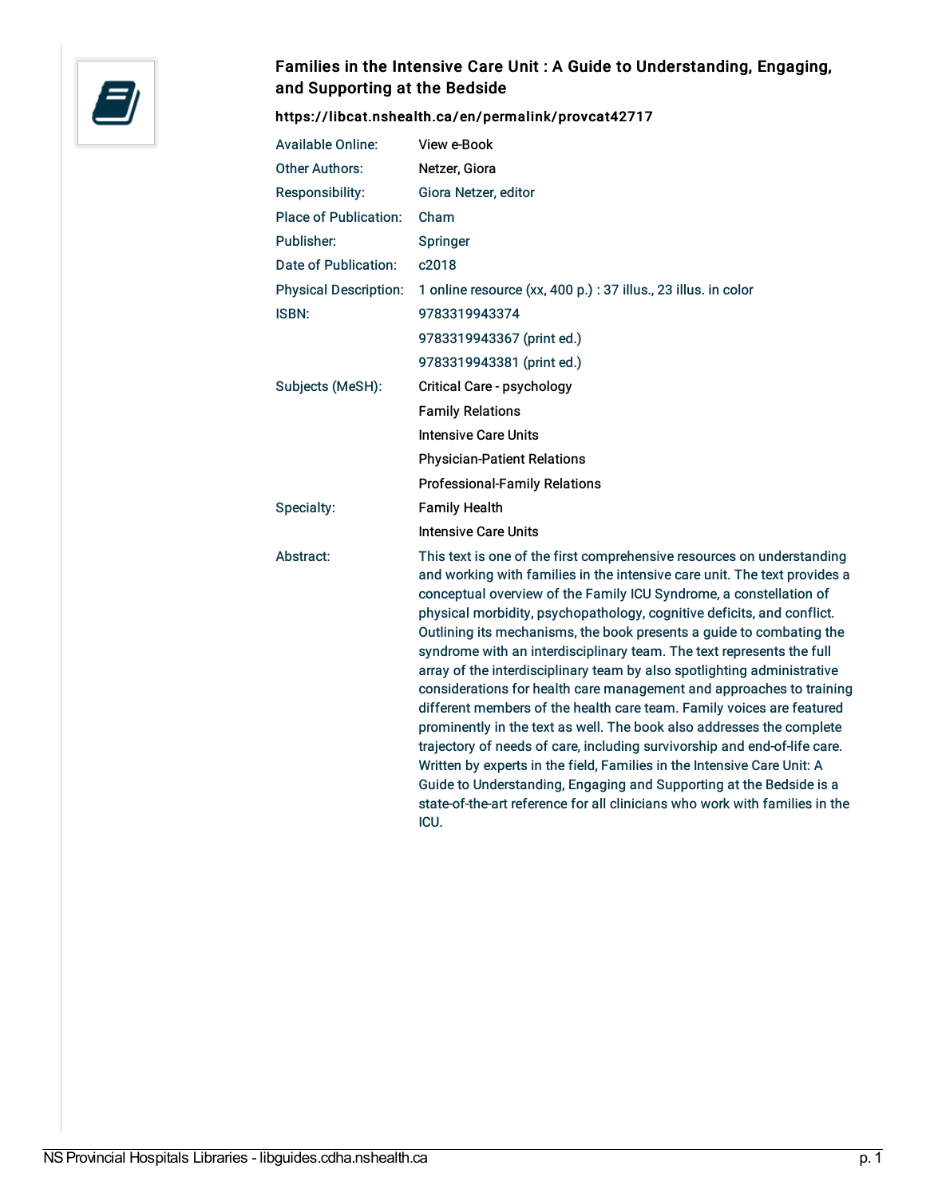## Families in the Intensive Care Unit : A Guide to Understanding, Engaging, and Supporting at the Bedside

**https://libcat.nshealth.ca/en/permalink/provcat42717**

| | |
|---|---|
| Available Online: | View e-Book |
| Other Authors: | Netzer, Giora |
| Responsibility: | Giora Netzer, editor |
| Place of Publication: | Cham |
| Publisher: | Springer |
| Date of Publication: | c2018 |
| Physical Description: | 1 online resource (xx, 400 p.) : 37 illus., 23 illus. in color |
| ISBN: | 9783319943374 |
| | 9783319943367 (print ed.) |
| | 9783319943381 (print ed.) |
| Subjects (MeSH): | Critical Care - psychology |
| | Family Relations |
| | Intensive Care Units |
| | Physician-Patient Relations |
| | Professional-Family Relations |
| Specialty: | Family Health |
| | Intensive Care Units |
| Abstract: | This text is one of the first comprehensive resources on understanding and working with families in the intensive care unit. The text provides a conceptual overview of the Family ICU Syndrome, a constellation of physical morbidity, psychopathology, cognitive deficits, and conflict. Outlining its mechanisms, the book presents a guide to combating the syndrome with an interdisciplinary team. The text represents the full array of the interdisciplinary team by also spotlighting administrative considerations for health care management and approaches to training different members of the health care team. Family voices are featured prominently in the text as well. The book also addresses the complete trajectory of needs of care, including survivorship and end-of-life care. Written by experts in the field, Families in the Intensive Care Unit: A Guide to Understanding, Engaging and Supporting at the Bedside is a state-of-the-art reference for all clinicians who work with families in the ICU. |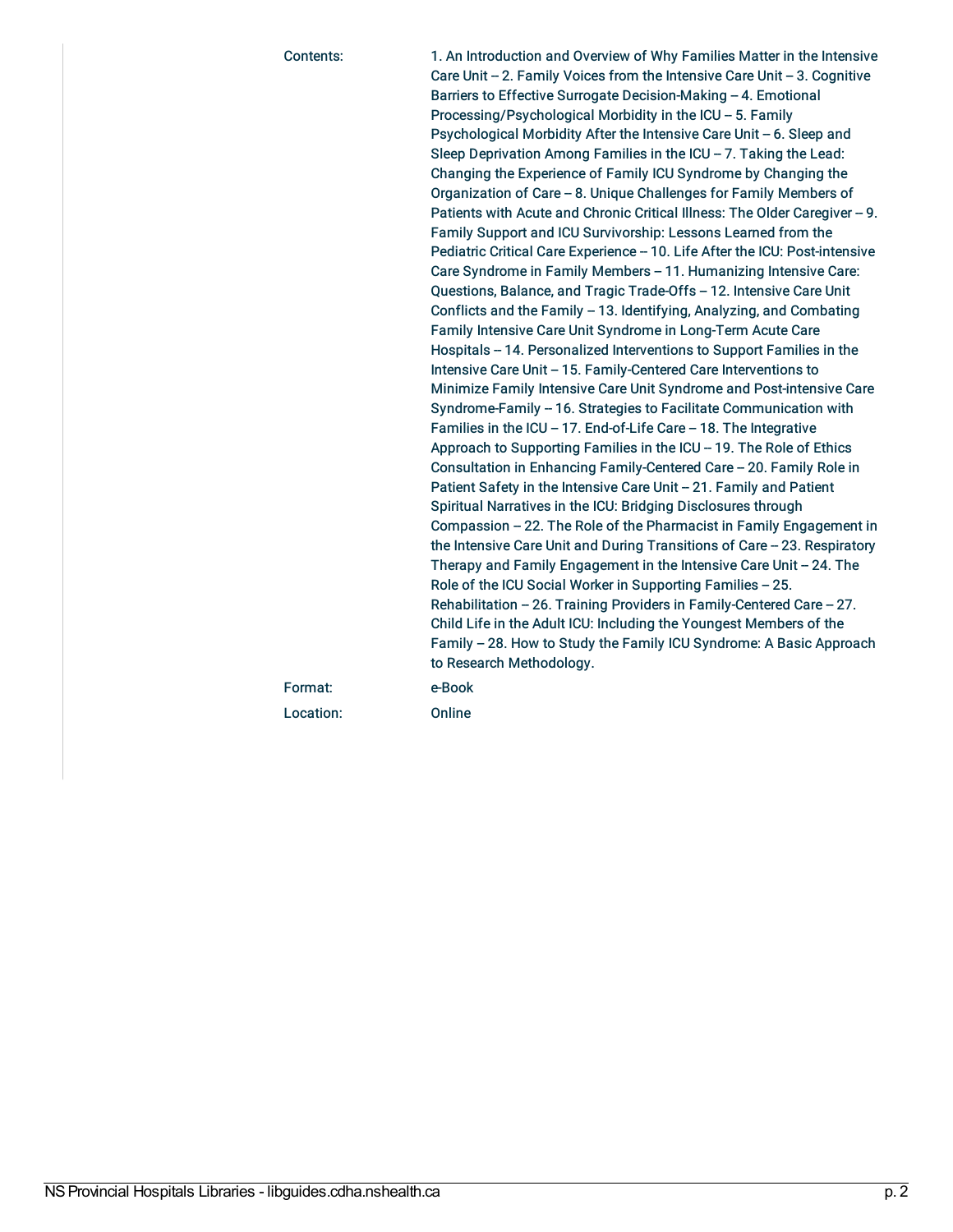| | |
|---|---|
| Contents: | 1. An Introduction and Overview of Why Families Matter in the Intensive Care Unit -- 2. Family Voices from the Intensive Care Unit -- 3. Cognitive Barriers to Effective Surrogate Decision-Making -- 4. Emotional Processing/Psychological Morbidity in the ICU -- 5. Family Psychological Morbidity After the Intensive Care Unit -- 6. Sleep and Sleep Deprivation Among Families in the ICU -- 7. Taking the Lead: Changing the Experience of Family ICU Syndrome by Changing the Organization of Care -- 8. Unique Challenges for Family Members of Patients with Acute and Chronic Critical Illness: The Older Caregiver -- 9. Family Support and ICU Survivorship: Lessons Learned from the Pediatric Critical Care Experience -- 10. Life After the ICU: Post-intensive Care Syndrome in Family Members -- 11. Humanizing Intensive Care: Questions, Balance, and Tragic Trade-Offs -- 12. Intensive Care Unit Conflicts and the Family -- 13. Identifying, Analyzing, and Combating Family Intensive Care Unit Syndrome in Long-Term Acute Care Hospitals -- 14. Personalized Interventions to Support Families in the Intensive Care Unit -- 15. Family-Centered Care Interventions to Minimize Family Intensive Care Unit Syndrome and Post-intensive Care Syndrome-Family -- 16. Strategies to Facilitate Communication with Families in the ICU -- 17. End-of-Life Care -- 18. The Integrative Approach to Supporting Families in the ICU -- 19. The Role of Ethics Consultation in Enhancing Family-Centered Care -- 20. Family Role in Patient Safety in the Intensive Care Unit -- 21. Family and Patient Spiritual Narratives in the ICU: Bridging Disclosures through Compassion -- 22. The Role of the Pharmacist in Family Engagement in the Intensive Care Unit and During Transitions of Care -- 23. Respiratory Therapy and Family Engagement in the Intensive Care Unit -- 24. The Role of the ICU Social Worker in Supporting Families -- 25. Rehabilitation -- 26. Training Providers in Family-Centered Care -- 27. Child Life in the Adult ICU: Including the Youngest Members of the Family -- 28. How to Study the Family ICU Syndrome: A Basic Approach to Research Methodology. |
| Format: | e-Book |
| Location: | Online |